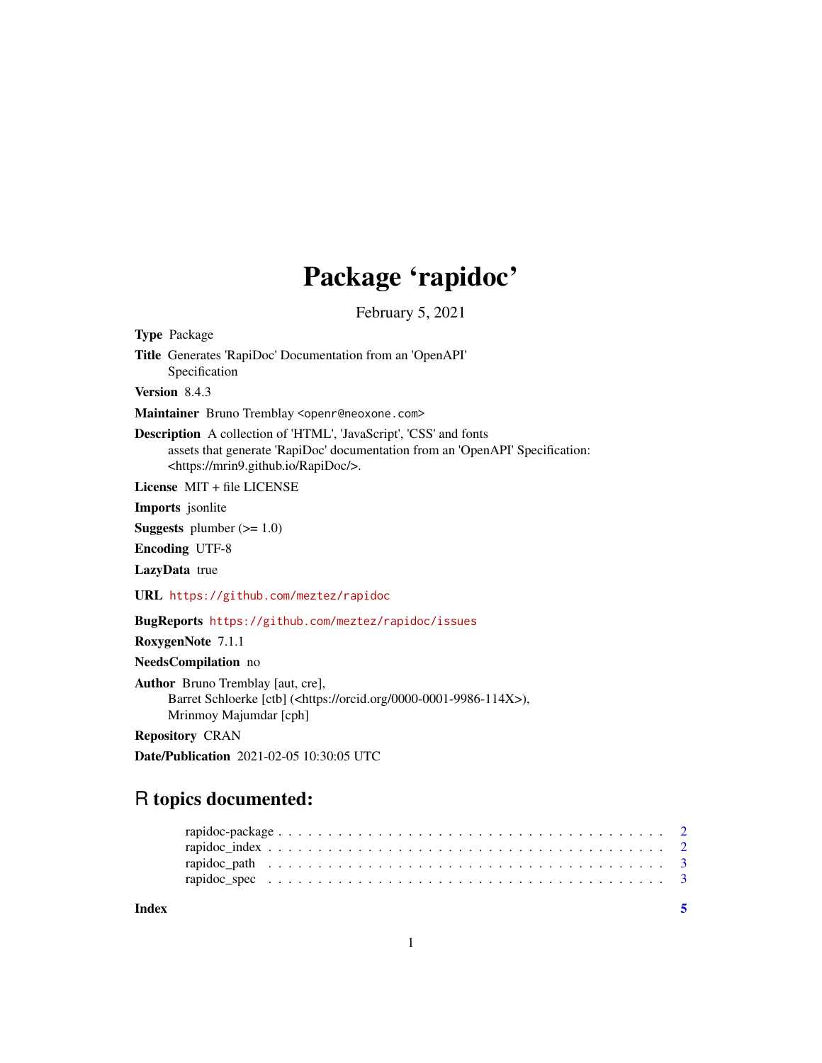# Package 'rapidoc'

February 5, 2021

**Type** Package

**Title** Generates 'RapiDoc' Documentation from an 'OpenAPI' Specification

**Version** 8.4.3

**Maintainer** Bruno Tremblay <openr@neoxone.com>

**Description** A collection of 'HTML', 'JavaScript', 'CSS' and fonts assets that generate 'RapiDoc' documentation from an 'OpenAPI' Specification: <https://mrin9.github.io/RapiDoc/>.

**License** MIT + file LICENSE

**Imports** jsonlite

**Suggests** plumber (>= 1.0)

**Encoding** UTF-8

**LazyData** true

**URL** https://github.com/meztez/rapidoc

**BugReports** https://github.com/meztez/rapidoc/issues

**RoxygenNote** 7.1.1

**NeedsCompilation** no

**Author** Bruno Tremblay [aut, cre], Barret Schloerke [ctb] (<https://orcid.org/0000-0001-9986-114X>), Mrinmoy Majumdar [cph]

**Repository** CRAN

**Date/Publication** 2021-02-05 10:30:05 UTC

## R topics documented:

- rapidoc-package . . . . . . . . . . . . . . . . . . . . . . . . . . . . . . . . . . . . 2
- rapidoc_index . . . . . . . . . . . . . . . . . . . . . . . . . . . . . . . . . . . . . 2
- rapidoc_path . . . . . . . . . . . . . . . . . . . . . . . . . . . . . . . . . . . . . . 3
- rapidoc_spec . . . . . . . . . . . . . . . . . . . . . . . . . . . . . . . . . . . . . . 3

**Index** 5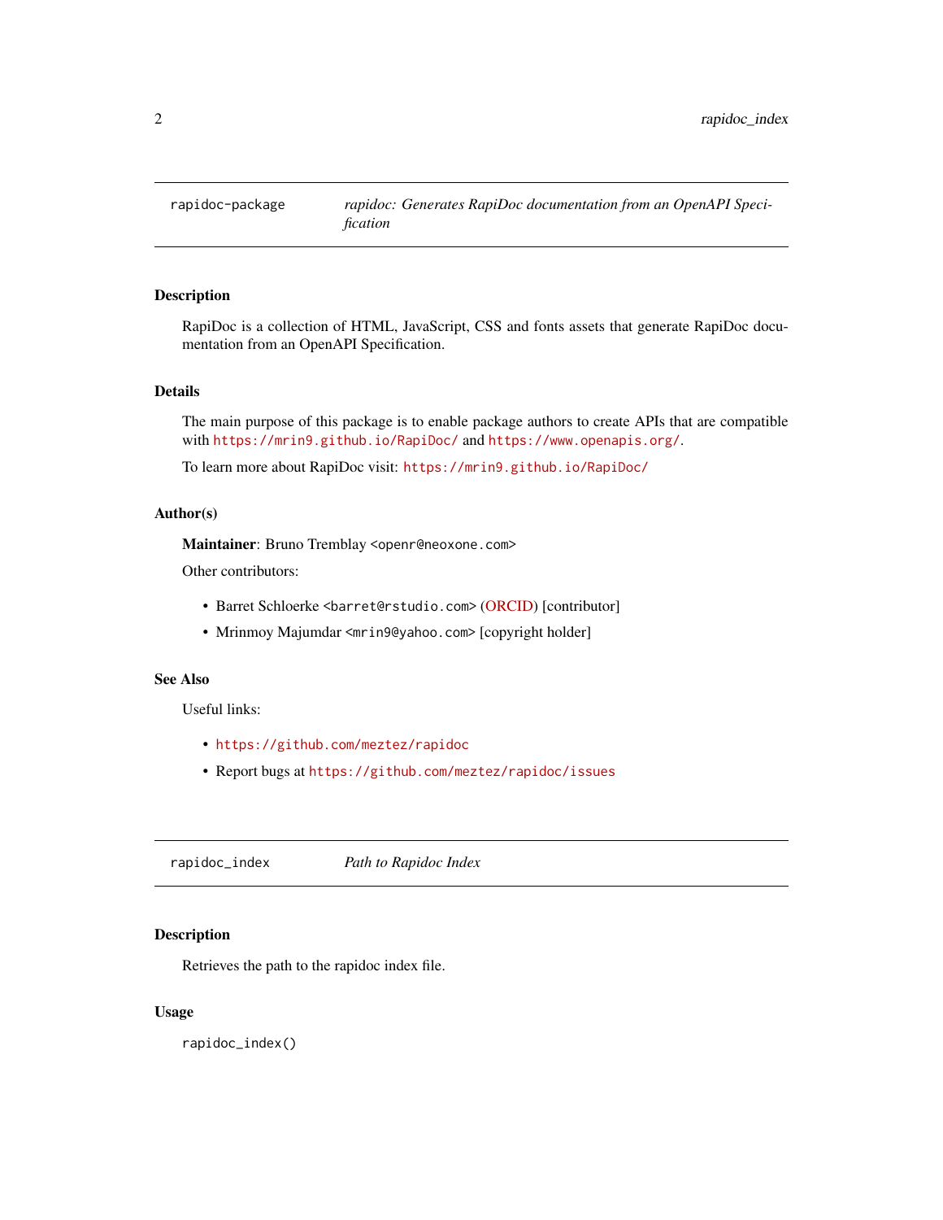## rapidoc-package — *rapidoc: Generates RapiDoc documentation from an OpenAPI Specification*

### Description

RapiDoc is a collection of HTML, JavaScript, CSS and fonts assets that generate RapiDoc documentation from an OpenAPI Specification.

### Details

The main purpose of this package is to enable package authors to create APIs that are compatible with `https://mrin9.github.io/RapiDoc/` and `https://www.openapis.org/`.

To learn more about RapiDoc visit: `https://mrin9.github.io/RapiDoc/`

### Author(s)

**Maintainer**: Bruno Tremblay `<openr@neoxone.com>`

Other contributors:

- Barret Schloerke `<barret@rstudio.com>` (ORCID) [contributor]
- Mrinmoy Majumdar `<mrin9@yahoo.com>` [copyright holder]

### See Also

Useful links:

- `https://github.com/meztez/rapidoc`
- Report bugs at `https://github.com/meztez/rapidoc/issues`

## rapidoc_index — *Path to Rapidoc Index*

### Description

Retrieves the path to the rapidoc index file.

### Usage

```
rapidoc_index()
```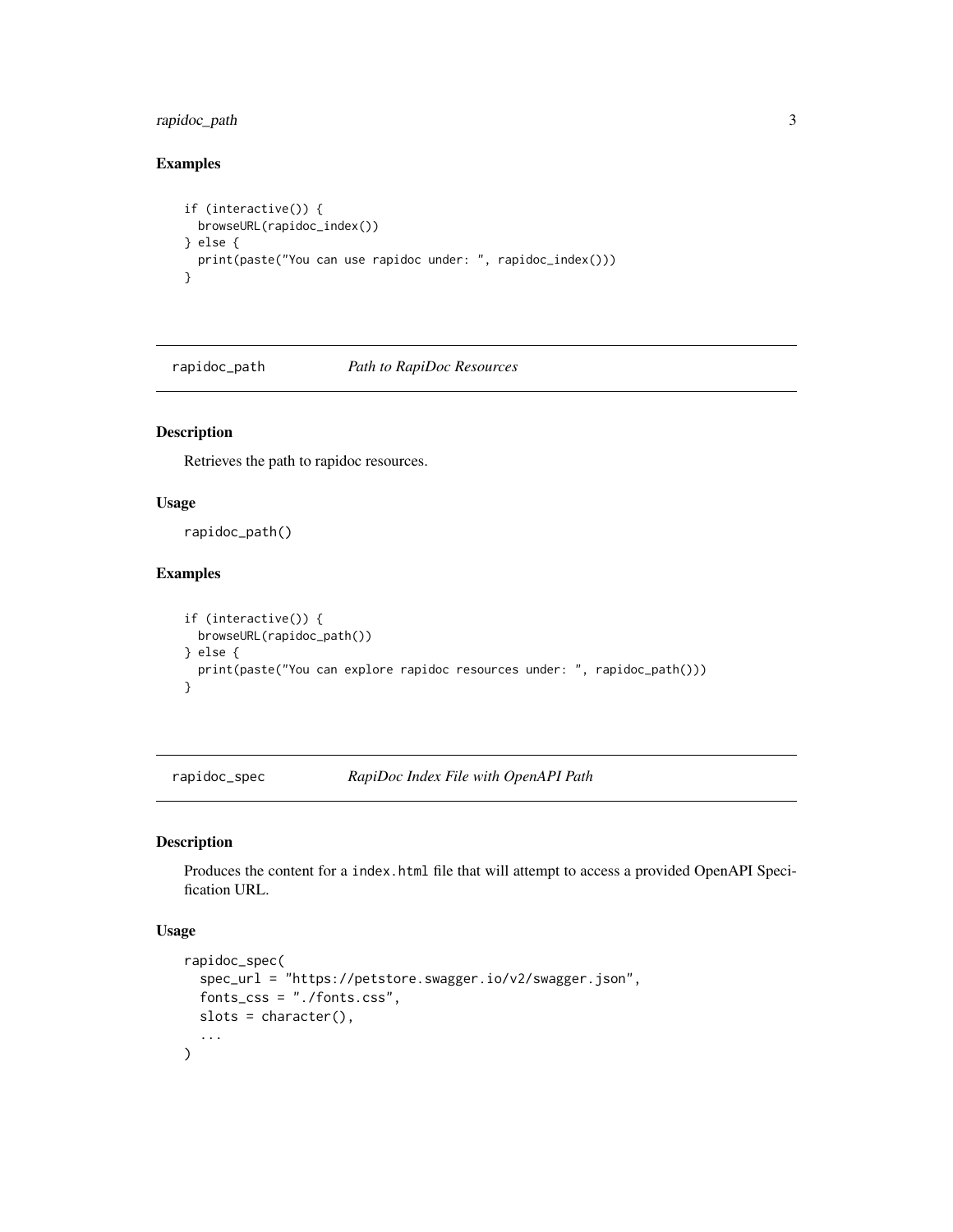## Examples

```
if (interactive()) {
  browseURL(rapidoc_index())
} else {
  print(paste("You can use rapidoc under: ", rapidoc_index()))
}
```

---

## rapidoc_path — *Path to RapiDoc Resources*

### Description

Retrieves the path to rapidoc resources.

### Usage

```
rapidoc_path()
```

### Examples

```
if (interactive()) {
  browseURL(rapidoc_path())
} else {
  print(paste("You can explore rapidoc resources under: ", rapidoc_path()))
}
```

---

## rapidoc_spec — *RapiDoc Index File with OpenAPI Path*

### Description

Produces the content for a `index.html` file that will attempt to access a provided OpenAPI Specification URL.

### Usage

```
rapidoc_spec(
  spec_url = "https://petstore.swagger.io/v2/swagger.json",
  fonts_css = "./fonts.css",
  slots = character(),
  ...
)
```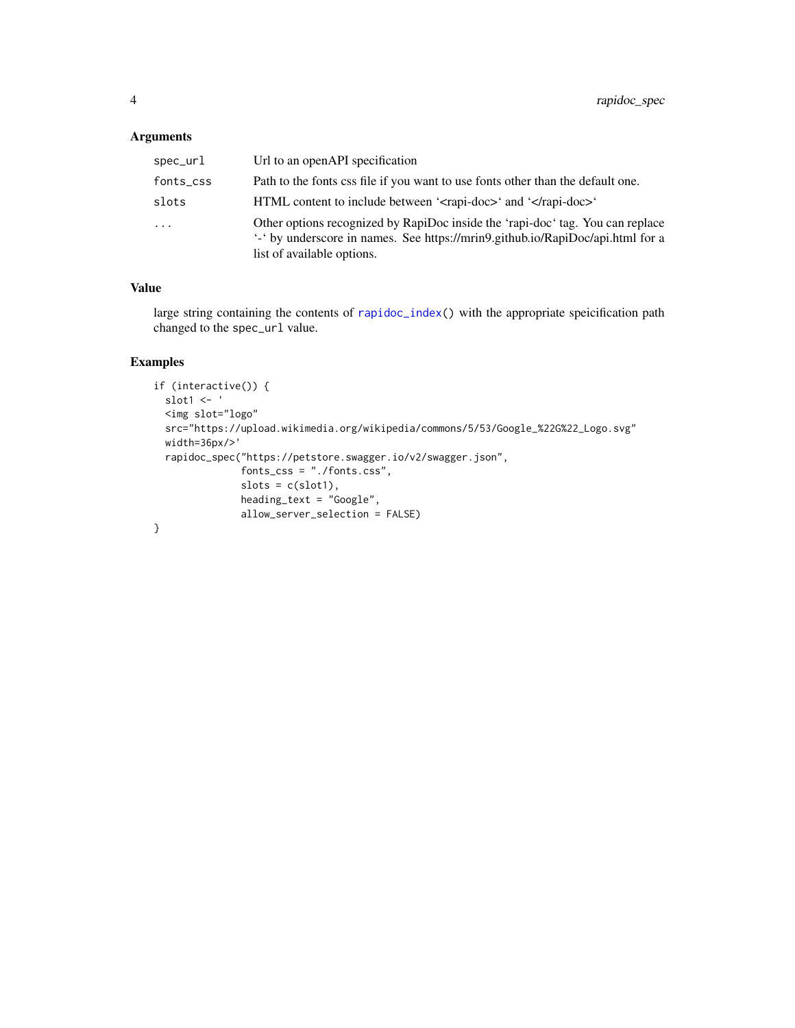### Arguments

| | |
|---|---|
| `spec_url` | Url to an openAPI specification |
| `fonts_css` | Path to the fonts css file if you want to use fonts other than the default one. |
| `slots` | HTML content to include between '<rapi-doc>' and '</rapi-doc>' |
| `...` | Other options recognized by RapiDoc inside the 'rapi-doc' tag. You can replace '-' by underscore in names. See https://mrin9.github.io/RapiDoc/api.html for a list of available options. |

### Value

large string containing the contents of `rapidoc_index()` with the appropriate speicification path changed to the `spec_url` value.

### Examples

```
if (interactive()) {
  slot1 <- '
  <img slot="logo"
  src="https://upload.wikimedia.org/wikipedia/commons/5/53/Google_%22G%22_Logo.svg"
  width=36px/>'
  rapidoc_spec("https://petstore.swagger.io/v2/swagger.json",
               fonts_css = "./fonts.css",
               slots = c(slot1),
               heading_text = "Google",
               allow_server_selection = FALSE)
}
```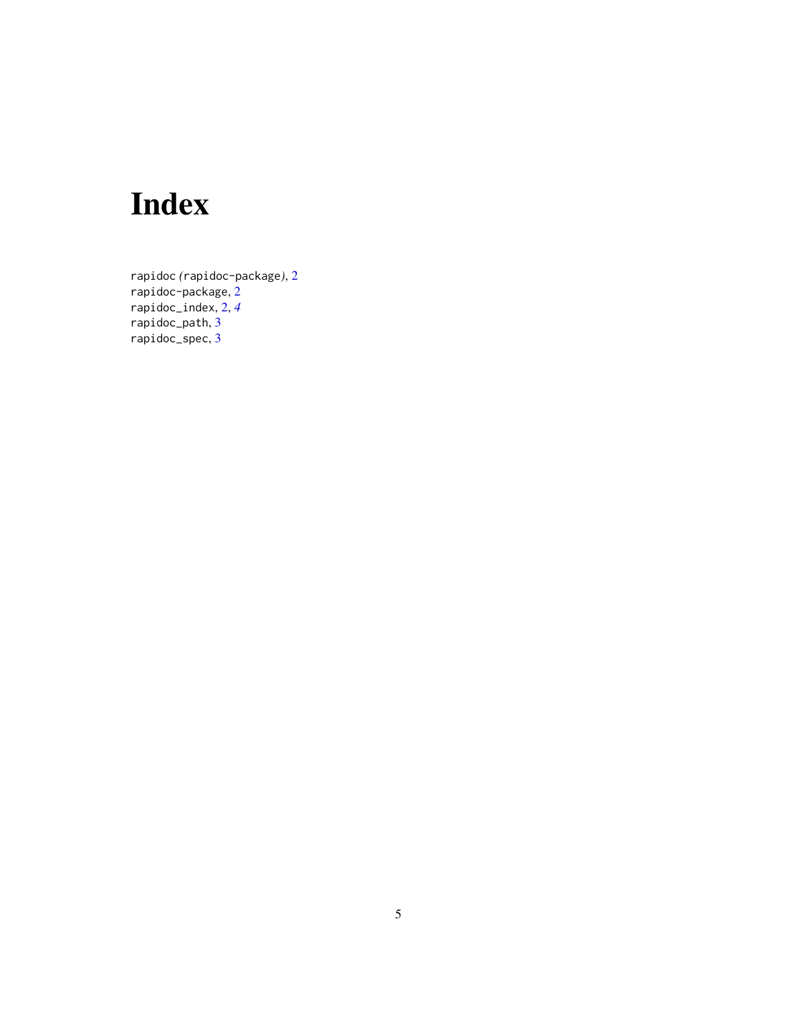# Index

rapidoc *(*rapidoc-package*)*, 2
rapidoc-package, 2
rapidoc_index, 2, *4*
rapidoc_path, 3
rapidoc_spec, 3